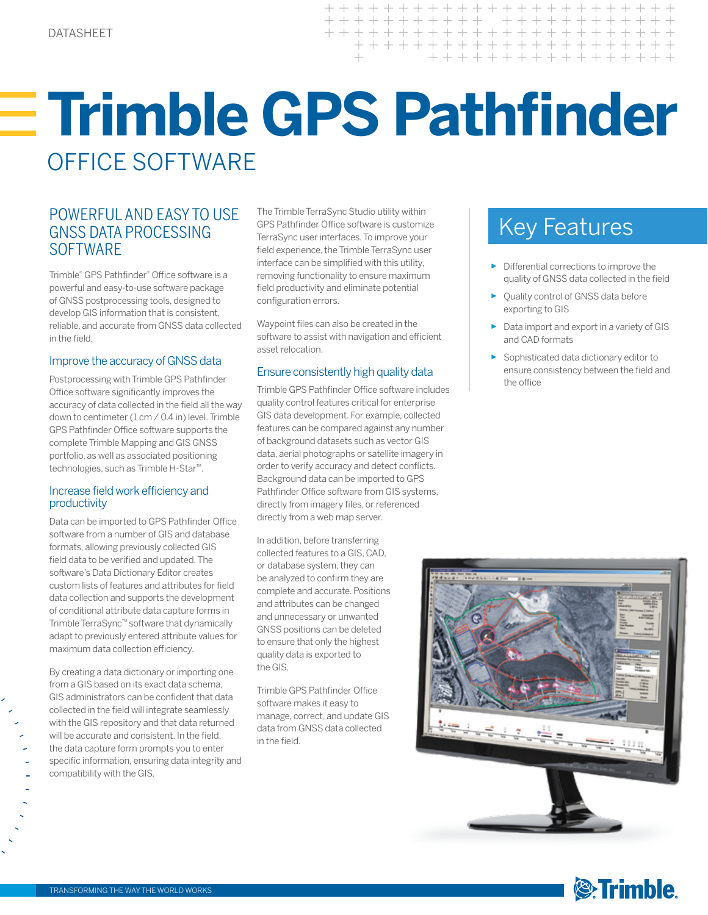DATASHEET

# Trimble GPS Pathfinder

## OFFICE SOFTWARE

## POWERFUL AND EASY TO USE GNSS DATA PROCESSING SOFTWARE

Trimble® GPS Pathfinder® Office software is a powerful and easy-to-use software package of GNSS postprocessing tools, designed to develop GIS information that is consistent, reliable, and accurate from GNSS data collected in the field.

### Improve the accuracy of GNSS data

Postprocessing with Trimble GPS Pathfinder Office software significantly improves the accuracy of data collected in the field all the way down to centimeter (1 cm / 0.4 in) level. Trimble GPS Pathfinder Office software supports the complete Trimble Mapping and GIS GNSS portfolio, as well as associated positioning technologies, such as Trimble H-Star™.

### Increase field work efficiency and productivity

Data can be imported to GPS Pathfinder Office software from a number of GIS and database formats, allowing previously collected GIS field data to be verified and updated. The software's Data Dictionary Editor creates custom lists of features and attributes for field data collection and supports the development of conditional attribute data capture forms in Trimble TerraSync™ software that dynamically adapt to previously entered attribute values for maximum data collection efficiency.

By creating a data dictionary or importing one from a GIS based on its exact data schema, GIS administrators can be confident that data collected in the field will integrate seamlessly with the GIS repository and that data returned will be accurate and consistent. In the field, the data capture form prompts you to enter specific information, ensuring data integrity and compatibility with the GIS.

The Trimble TerraSync Studio utility within GPS Pathfinder Office software is customize TerraSync user interfaces. To improve your field experience, the Trimble TerraSync user interface can be simplified with this utility, removing functionality to ensure maximum field productivity and eliminate potential configuration errors.

Waypoint files can also be created in the software to assist with navigation and efficient asset relocation.

### Ensure consistently high quality data

Trimble GPS Pathfinder Office software includes quality control features critical for enterprise GIS data development. For example, collected features can be compared against any number of background datasets such as vector GIS data, aerial photographs or satellite imagery in order to verify accuracy and detect conflicts. Background data can be imported to GPS Pathfinder Office software from GIS systems, directly from imagery files, or referenced directly from a web map server.

In addition, before transferring collected features to a GIS, CAD, or database system, they can be analyzed to confirm they are complete and accurate. Positions and attributes can be changed and unnecessary or unwanted GNSS positions can be deleted to ensure that only the highest quality data is exported to the GIS.

Trimble GPS Pathfinder Office software makes it easy to manage, correct, and update GIS data from GNSS data collected in the field.

## Key Features

- Differential corrections to improve the quality of GNSS data collected in the field
- Quality control of GNSS data before exporting to GIS
- Data import and export in a variety of GIS and CAD formats
- Sophisticated data dictionary editor to ensure consistency between the field and the office

TRANSFORMING THE WAY THE WORLD WORKS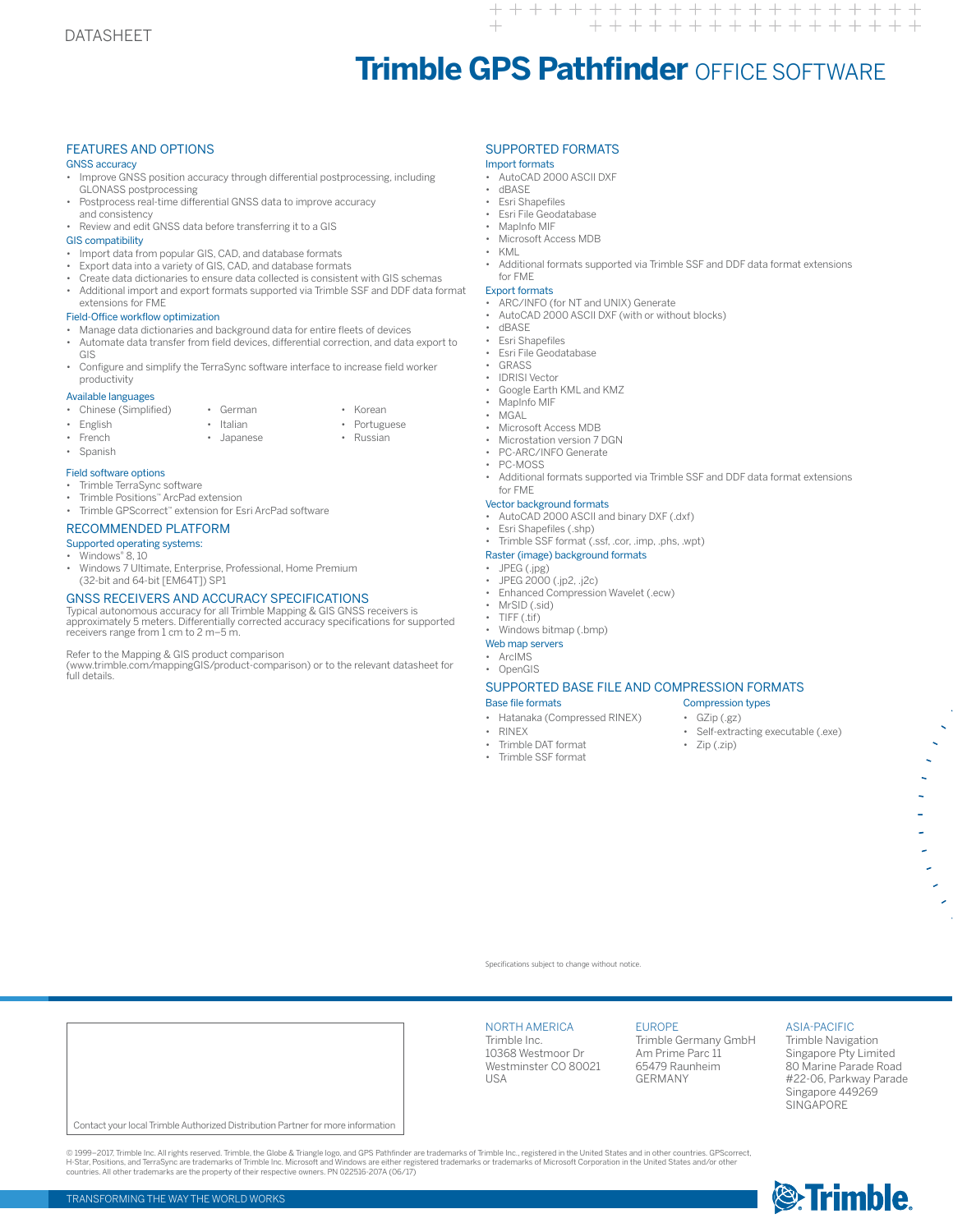DATASHEET

# Trimble GPS Pathfinder OFFICE SOFTWARE

## FEATURES AND OPTIONS

### GNSS accuracy

- Improve GNSS position accuracy through differential postprocessing, including GLONASS postprocessing
- Postprocess real-time differential GNSS data to improve accuracy and consistency
- Review and edit GNSS data before transferring it to a GIS

### GIS compatibility

- Import data from popular GIS, CAD, and database formats
- Export data into a variety of GIS, CAD, and database formats
- Create data dictionaries to ensure data collected is consistent with GIS schemas
- Additional import and export formats supported via Trimble SSF and DDF data format extensions for FME

### Field-Office workflow optimization

- Manage data dictionaries and background data for entire fleets of devices
- Automate data transfer from field devices, differential correction, and data export to GIS
- Configure and simplify the TerraSync software interface to increase field worker productivity

### Available languages

- Chinese (Simplified)
- English
- French
- Spanish
- German
- Italian
- Japanese
- Korean
- Portuguese
- Russian

### Field software options

- Trimble TerraSync software
- Trimble Positions™ ArcPad extension
- Trimble GPScorrect™ extension for Esri ArcPad software

## RECOMMENDED PLATFORM

### Supported operating systems:

- Windows® 8, 10
- Windows 7 Ultimate, Enterprise, Professional, Home Premium (32-bit and 64-bit [EM64T]) SP1

## GNSS RECEIVERS AND ACCURACY SPECIFICATIONS

Typical autonomous accuracy for all Trimble Mapping & GIS GNSS receivers is approximately 5 meters. Differentially corrected accuracy specifications for supported receivers range from 1 cm to 2 m–5 m.

Refer to the Mapping & GIS product comparison (www.trimble.com/mappingGIS/product-comparison) or to the relevant datasheet for full details.

## SUPPORTED FORMATS

### Import formats

- AutoCAD 2000 ASCII DXF
- dBASE
- Esri Shapefiles
- Esri File Geodatabase
- MapInfo MIF
- Microsoft Access MDB
- KML
- Additional formats supported via Trimble SSF and DDF data format extensions for FME

### Export formats

- ARC/INFO (for NT and UNIX) Generate
- AutoCAD 2000 ASCII DXF (with or without blocks)
- dBASE
- Esri Shapefiles
- Esri File Geodatabase
- GRASS
- IDRISI Vector
- Google Earth KML and KMZ
- MapInfo MIF
- MGAL
- Microsoft Access MDB
- Microstation version 7 DGN
- PC-ARC/INFO Generate
- PC-MOSS
- Additional formats supported via Trimble SSF and DDF data format extensions for FME

### Vector background formats

- AutoCAD 2000 ASCII and binary DXF (.dxf)
- Esri Shapefiles (.shp)
- Trimble SSF format (.ssf, .cor, .imp, .phs, .wpt)

### Raster (image) background formats

- JPEG (.jpg)
- JPEG 2000 (.jp2, .j2c)
- Enhanced Compression Wavelet (.ecw)
- MrSID (.sid)
- TIFF (.tif)
- Windows bitmap (.bmp)

### Web map servers

- ArcIMS
- OpenGIS

## SUPPORTED BASE FILE AND COMPRESSION FORMATS

### Base file formats

- Hatanaka (Compressed RINEX)
- RINEX
- Trimble DAT format
- Trimble SSF format

### Compression types

- GZip (.gz)
- Self-extracting executable (.exe)
- Zip (.zip)

Specifications subject to change without notice.

Contact your local Trimble Authorized Distribution Partner for more information

**NORTH AMERICA**
Trimble Inc.
10368 Westmoor Dr
Westminster CO 80021
USA

**EUROPE**
Trimble Germany GmbH
Am Prime Parc 11
65479 Raunheim
GERMANY

**ASIA-PACIFIC**
Trimble Navigation
Singapore Pty Limited
80 Marine Parade Road
#22-06, Parkway Parade
Singapore 449269
SINGAPORE

© 1999–2017, Trimble Inc. All rights reserved. Trimble, the Globe & Triangle logo, and GPS Pathfinder are trademarks of Trimble Inc., registered in the United States and in other countries. GPScorrect, H-Star, Positions, and TerraSync are trademarks of Trimble Inc. Microsoft and Windows are either registered trademarks or trademarks of Microsoft Corporation in the United States and/or other countries. All other trademarks are the property of their respective owners. PN 022516-207A (06/17)

TRANSFORMING THE WAY THE WORLD WORKS

Trimble.